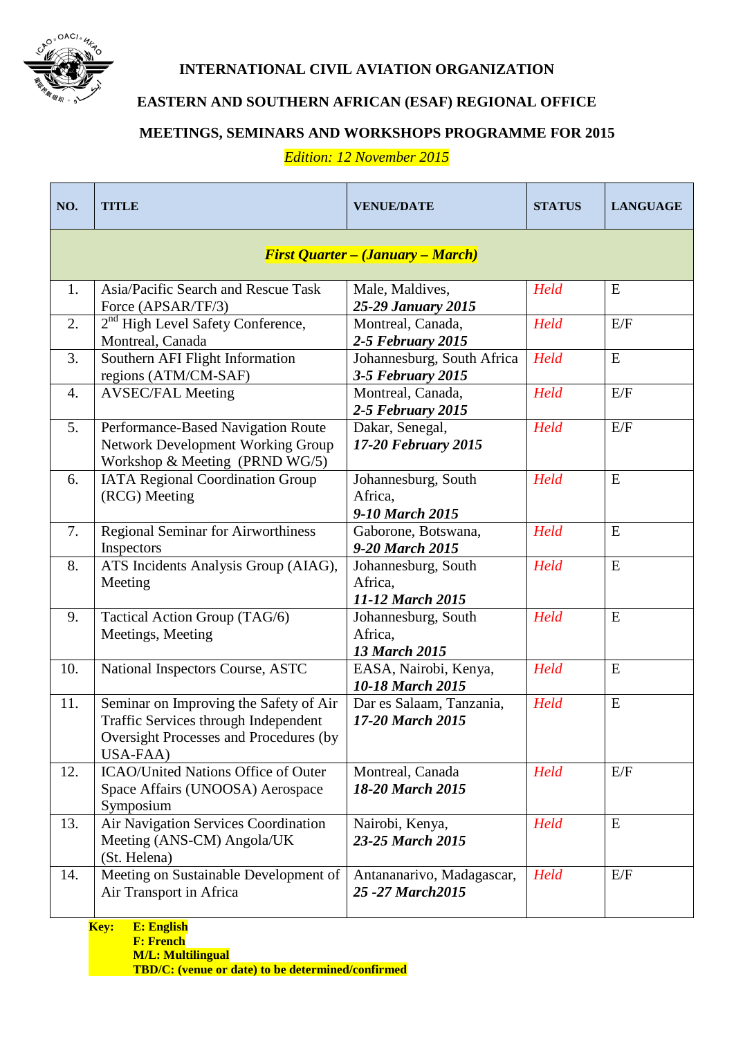# INTERNATIONAL CIVIL AVIATION ORGANIZATION

## EASTERN AND SOUTHERN AFRICAN (ESAF) REGIONAL OFFICE

## MEETINGS, SEMINARS AND WORKSHOPS PROGRAMME FOR 2015

*Edition: 12 November 2015*

| NO. | TITLE | VENUE/DATE | STATUS | LANGUAGE |
|---|---|---|---|---|
| ***First Quarter – (January – March)*** | | | | |
| 1. | Asia/Pacific Search and Rescue Task Force (APSAR/TF/3) | Male, Maldives, ***25-29 January 2015*** | *Held* | E |
| 2. | 2nd High Level Safety Conference, Montreal, Canada | Montreal, Canada, ***2-5 February 2015*** | *Held* | E/F |
| 3. | Southern AFI Flight Information regions (ATM/CM-SAF) | Johannesburg, South Africa ***3-5 February 2015*** | *Held* | E |
| 4. | AVSEC/FAL Meeting | Montreal, Canada, ***2-5 February 2015*** | *Held* | E/F |
| 5. | Performance-Based Navigation Route Network Development Working Group Workshop & Meeting (PRND WG/5) | Dakar, Senegal, ***17-20 February 2015*** | *Held* | E/F |
| 6. | IATA Regional Coordination Group (RCG) Meeting | Johannesburg, South Africa, ***9-10 March 2015*** | *Held* | E |
| 7. | Regional Seminar for Airworthiness Inspectors | Gaborone, Botswana, ***9-20 March 2015*** | *Held* | E |
| 8. | ATS Incidents Analysis Group (AIAG), Meeting | Johannesburg, South Africa, ***11-12 March 2015*** | *Held* | E |
| 9. | Tactical Action Group (TAG/6) Meetings, Meeting | Johannesburg, South Africa, ***13 March 2015*** | *Held* | E |
| 10. | National Inspectors Course, ASTC | EASA, Nairobi, Kenya, ***10-18 March 2015*** | *Held* | E |
| 11. | Seminar on Improving the Safety of Air Traffic Services through Independent Oversight Processes and Procedures (by USA-FAA) | Dar es Salaam, Tanzania, ***17-20 March 2015*** | *Held* | E |
| 12. | ICAO/United Nations Office of Outer Space Affairs (UNOOSA) Aerospace Symposium | Montreal, Canada ***18-20 March 2015*** | *Held* | E/F |
| 13. | Air Navigation Services Coordination Meeting (ANS-CM) Angola/UK (St. Helena) | Nairobi, Kenya, ***23-25 March 2015*** | *Held* | E |
| 14. | Meeting on Sustainable Development of Air Transport in Africa | Antananarivo, Madagascar, ***25 -27 March2015*** | *Held* | E/F |

**Key:**
**E: English**
**F: French**
**M/L: Multilingual**
**TBD/C: (venue or date) to be determined/confirmed**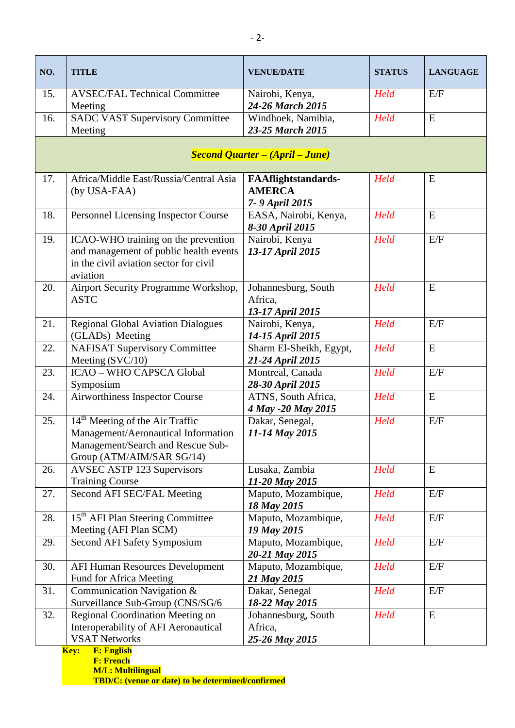| NO. | TITLE | VENUE/DATE | STATUS | LANGUAGE |
|---|---|---|---|---|
| 15. | AVSEC/FAL Technical Committee Meeting | Nairobi, Kenya, ***24-26 March 2015*** | *Held* | E/F |
| 16. | SADC VAST Supervisory Committee Meeting | Windhoek, Namibia, ***23-25 March 2015*** | *Held* | E |
| | ***Second Quarter – (April – June)*** | | | |
| 17. | Africa/Middle East/Russia/Central Asia (by USA-FAA) | **FAAflightstandards-AMERCA** ***7- 9 April 2015*** | *Held* | E |
| 18. | Personnel Licensing Inspector Course | EASA, Nairobi, Kenya, ***8-30 April 2015*** | *Held* | E |
| 19. | ICAO-WHO training on the prevention and management of public health events in the civil aviation sector for civil aviation | Nairobi, Kenya ***13-17 April 2015*** | *Held* | E/F |
| 20. | Airport Security Programme Workshop, ASTC | Johannesburg, South Africa, ***13-17 April 2015*** | *Held* | E |
| 21. | Regional Global Aviation Dialogues (GLADs) Meeting | Nairobi, Kenya, ***14-15 April 2015*** | *Held* | E/F |
| 22. | NAFISAT Supervisory Committee Meeting (SVC/10) | Sharm El-Sheikh, Egypt, ***21-24 April 2015*** | *Held* | E |
| 23. | ICAO – WHO CAPSCA Global Symposium | Montreal, Canada ***28-30 April 2015*** | *Held* | E/F |
| 24. | Airworthiness Inspector Course | ATNS, South Africa, ***4 May -20 May 2015*** | *Held* | E |
| 25. | 14th Meeting of the Air Traffic Management/Aeronautical Information Management/Search and Rescue Sub-Group (ATM/AIM/SAR SG/14) | Dakar, Senegal, ***11-14 May 2015*** | *Held* | E/F |
| 26. | AVSEC ASTP 123 Supervisors Training Course | Lusaka, Zambia ***11-20 May 2015*** | *Held* | E |
| 27. | Second AFI SEC/FAL Meeting | Maputo, Mozambique, ***18 May 2015*** | *Held* | E/F |
| 28. | 15th AFI Plan Steering Committee Meeting (AFI Plan SCM) | Maputo, Mozambique, ***19 May 2015*** | *Held* | E/F |
| 29. | Second AFI Safety Symposium | Maputo, Mozambique, ***20-21 May 2015*** | *Held* | E/F |
| 30. | AFI Human Resources Development Fund for Africa Meeting | Maputo, Mozambique, ***21 May 2015*** | *Held* | E/F |
| 31. | Communication Navigation & Surveillance Sub-Group (CNS/SG/6 | Dakar, Senegal ***18-22 May 2015*** | *Held* | E/F |
| 32. | Regional Coordination Meeting on Interoperability of AFI Aeronautical VSAT Networks | Johannesburg, South Africa, ***25-26 May 2015*** | *Held* | E |

**Key:** **E: English**
**F: French**
**M/L: Multilingual**
**TBD/C: (venue or date) to be determined/confirmed**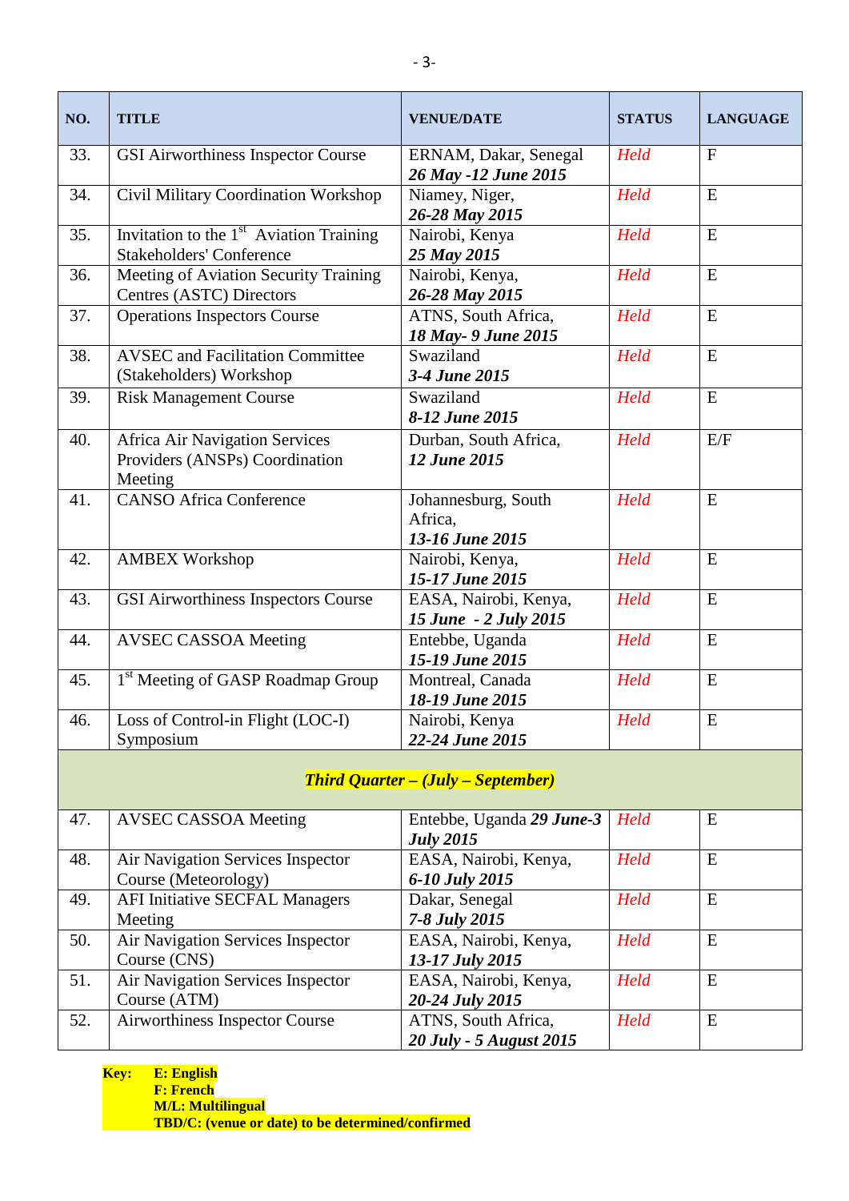| NO. | TITLE | VENUE/DATE | STATUS | LANGUAGE |
|---|---|---|---|---|
| 33. | GSI Airworthiness Inspector Course | ERNAM, Dakar, Senegal ***26 May -12 June 2015*** | *Held* | F |
| 34. | Civil Military Coordination Workshop | Niamey, Niger, ***26-28 May 2015*** | *Held* | E |
| 35. | Invitation to the 1st Aviation Training Stakeholders' Conference | Nairobi, Kenya ***25 May 2015*** | *Held* | E |
| 36. | Meeting of Aviation Security Training Centres (ASTC) Directors | Nairobi, Kenya, ***26-28 May 2015*** | *Held* | E |
| 37. | Operations Inspectors Course | ATNS, South Africa, ***18 May- 9 June 2015*** | *Held* | E |
| 38. | AVSEC and Facilitation Committee (Stakeholders) Workshop | Swaziland ***3-4 June 2015*** | *Held* | E |
| 39. | Risk Management Course | Swaziland ***8-12 June 2015*** | *Held* | E |
| 40. | Africa Air Navigation Services Providers (ANSPs) Coordination Meeting | Durban, South Africa, ***12 June 2015*** | *Held* | E/F |
| 41. | CANSO Africa Conference | Johannesburg, South Africa, ***13-16 June 2015*** | *Held* | E |
| 42. | AMBEX Workshop | Nairobi, Kenya, ***15-17 June 2015*** | *Held* | E |
| 43. | GSI Airworthiness Inspectors Course | EASA, Nairobi, Kenya, ***15 June - 2 July 2015*** | *Held* | E |
| 44. | AVSEC CASSOA Meeting | Entebbe, Uganda ***15-19 June 2015*** | *Held* | E |
| 45. | 1st Meeting of GASP Roadmap Group | Montreal, Canada ***18-19 June 2015*** | *Held* | E |
| 46. | Loss of Control-in Flight (LOC-I) Symposium | Nairobi, Kenya ***22-24 June 2015*** | *Held* | E |
| | ***Third Quarter – (July – September)*** | | | |
| 47. | AVSEC CASSOA Meeting | Entebbe, Uganda ***29 June-3 July 2015*** | *Held* | E |
| 48. | Air Navigation Services Inspector Course (Meteorology) | EASA, Nairobi, Kenya, ***6-10 July 2015*** | *Held* | E |
| 49. | AFI Initiative SECFAL Managers Meeting | Dakar, Senegal ***7-8 July 2015*** | *Held* | E |
| 50. | Air Navigation Services Inspector Course (CNS) | EASA, Nairobi, Kenya, ***13-17 July 2015*** | *Held* | E |
| 51. | Air Navigation Services Inspector Course (ATM) | EASA, Nairobi, Kenya, ***20-24 July 2015*** | *Held* | E |
| 52. | Airworthiness Inspector Course | ATNS, South Africa, ***20 July - 5 August 2015*** | *Held* | E |

**Key:** **E: English**
**F: French**
**M/L: Multilingual**
**TBD/C: (venue or date) to be determined/confirmed**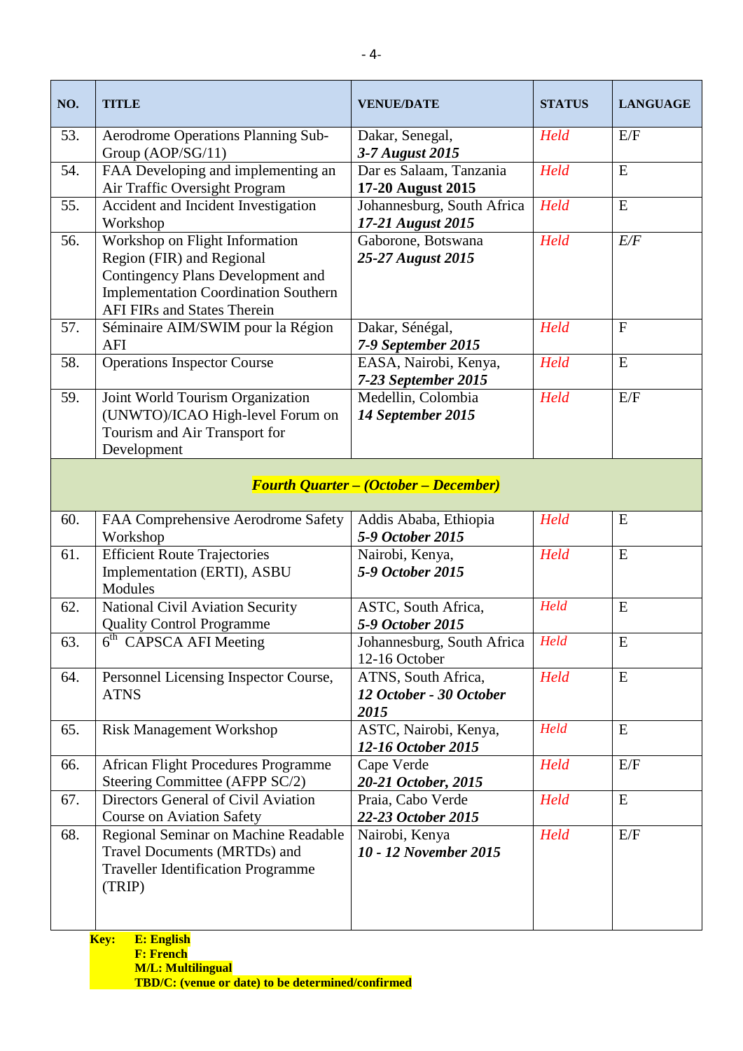| NO. | TITLE | VENUE/DATE | STATUS | LANGUAGE |
|---|---|---|---|---|
| 53. | Aerodrome Operations Planning Sub-Group (AOP/SG/11) | Dakar, Senegal, ***3-7 August 2015*** | *Held* | E/F |
| 54. | FAA Developing and implementing an Air Traffic Oversight Program | Dar es Salaam, Tanzania **17-20 August 2015** | *Held* | E |
| 55. | Accident and Incident Investigation Workshop | Johannesburg, South Africa ***17-21 August 2015*** | *Held* | E |
| 56. | Workshop on Flight Information Region (FIR) and Regional Contingency Plans Development and Implementation Coordination Southern AFI FIRs and States Therein | Gaborone, Botswana ***25-27 August 2015*** | *Held* | *E/F* |
| 57. | Séminaire AIM/SWIM pour la Région AFI | Dakar, Sénégal, ***7-9 September 2015*** | *Held* | F |
| 58. | Operations Inspector Course | EASA, Nairobi, Kenya, ***7-23 September 2015*** | *Held* | E |
| 59. | Joint World Tourism Organization (UNWTO)/ICAO High-level Forum on Tourism and Air Transport for Development | Medellin, Colombia ***14 September 2015*** | *Held* | E/F |
| | ***Fourth Quarter – (October – December)*** | | | |
| 60. | FAA Comprehensive Aerodrome Safety Workshop | Addis Ababa, Ethiopia ***5-9 October 2015*** | *Held* | E |
| 61. | Efficient Route Trajectories Implementation (ERTI), ASBU Modules | Nairobi, Kenya, ***5-9 October 2015*** | *Held* | E |
| 62. | National Civil Aviation Security Quality Control Programme | ASTC, South Africa, ***5-9 October 2015*** | *Held* | E |
| 63. | 6th CAPSCA AFI Meeting | Johannesburg, South Africa 12-16 October | *Held* | E |
| 64. | Personnel Licensing Inspector Course, ATNS | ATNS, South Africa, ***12 October - 30 October 2015*** | *Held* | E |
| 65. | Risk Management Workshop | ASTC, Nairobi, Kenya, ***12-16 October 2015*** | *Held* | E |
| 66. | African Flight Procedures Programme Steering Committee (AFPP SC/2) | Cape Verde ***20-21 October, 2015*** | *Held* | E/F |
| 67. | Directors General of Civil Aviation Course on Aviation Safety | Praia, Cabo Verde ***22-23 October 2015*** | *Held* | E |
| 68. | Regional Seminar on Machine Readable Travel Documents (MRTDs) and Traveller Identification Programme (TRIP) | Nairobi, Kenya ***10 - 12 November 2015*** | *Held* | E/F |

**Key:** **E: English**
**F: French**
**M/L: Multilingual**
**TBD/C: (venue or date) to be determined/confirmed**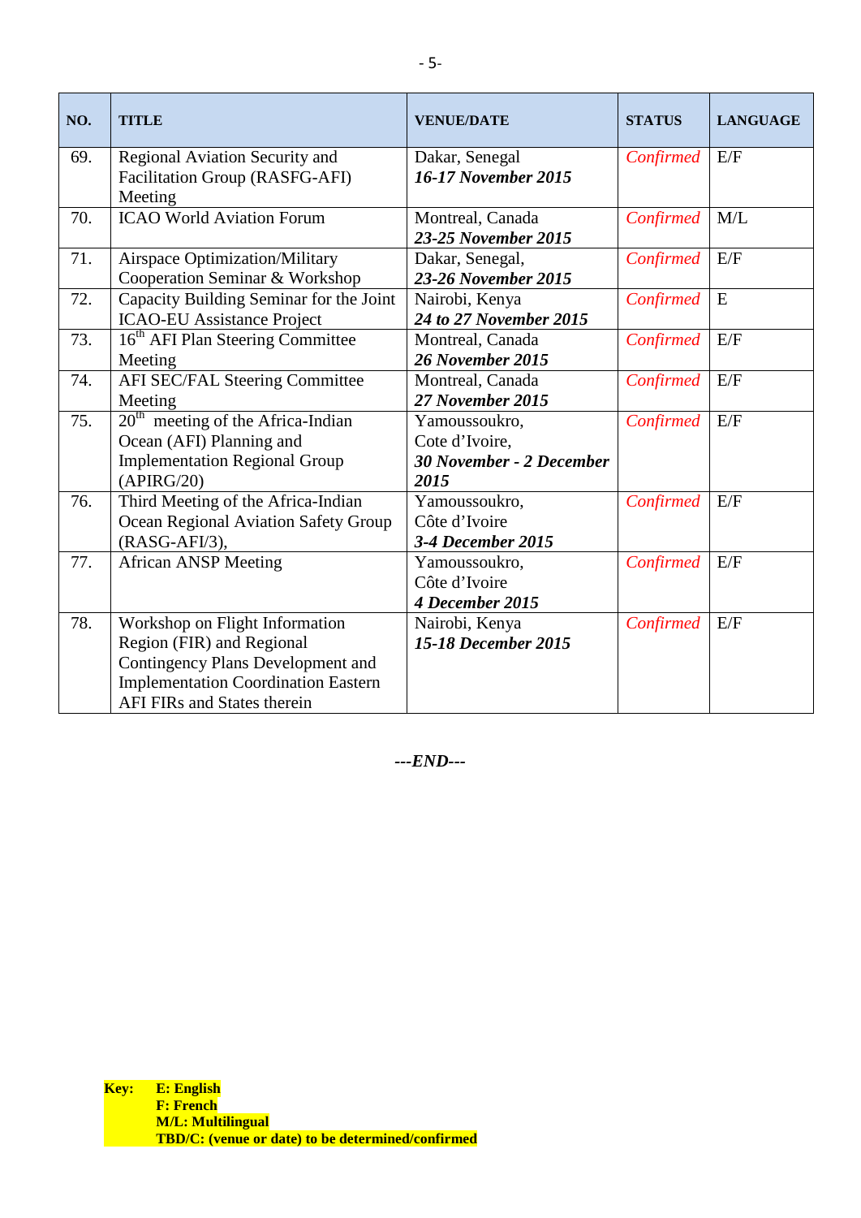| NO. | TITLE | VENUE/DATE | STATUS | LANGUAGE |
|---|---|---|---|---|
| 69. | Regional Aviation Security and Facilitation Group (RASFG-AFI) Meeting | Dakar, Senegal ***16-17 November 2015*** | *Confirmed* | E/F |
| 70. | ICAO World Aviation Forum | Montreal, Canada ***23-25 November 2015*** | *Confirmed* | M/L |
| 71. | Airspace Optimization/Military Cooperation Seminar & Workshop | Dakar, Senegal, ***23-26 November 2015*** | *Confirmed* | E/F |
| 72. | Capacity Building Seminar for the Joint ICAO-EU Assistance Project | Nairobi, Kenya ***24 to 27 November 2015*** | *Confirmed* | E |
| 73. | 16th AFI Plan Steering Committee Meeting | Montreal, Canada ***26 November 2015*** | *Confirmed* | E/F |
| 74. | AFI SEC/FAL Steering Committee Meeting | Montreal, Canada ***27 November 2015*** | *Confirmed* | E/F |
| 75. | 20th meeting of the Africa-Indian Ocean (AFI) Planning and Implementation Regional Group (APIRG/20) | Yamoussoukro, Cote d'Ivoire, ***30 November - 2 December 2015*** | *Confirmed* | E/F |
| 76. | Third Meeting of the Africa-Indian Ocean Regional Aviation Safety Group (RASG-AFI/3), | Yamoussoukro, Côte d'Ivoire ***3-4 December 2015*** | *Confirmed* | E/F |
| 77. | African ANSP Meeting | Yamoussoukro, Côte d'Ivoire ***4 December 2015*** | *Confirmed* | E/F |
| 78. | Workshop on Flight Information Region (FIR) and Regional Contingency Plans Development and Implementation Coordination Eastern AFI FIRs and States therein | Nairobi, Kenya ***15-18 December 2015*** | *Confirmed* | E/F |

***---END---***

**Key:** **E: English**
**F: French**
**M/L: Multilingual**
**TBD/C: (venue or date) to be determined/confirmed**